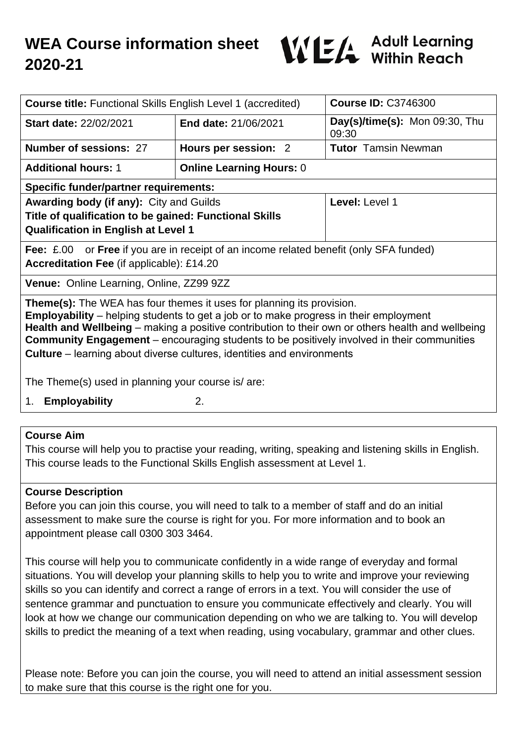# WEA Course information sheet 2020-21

WEA Adult Learning Within Reach

| **Course title:** Functional Skills English Level 1 (accredited) | | **Course ID:** C3746300 |
|---|---|---|
| **Start date:** 22/02/2021 | **End date:** 21/06/2021 | **Day(s)/time(s):** Mon 09:30, Thu 09:30 |
| **Number of sessions:** 27 | **Hours per session:** 2 | **Tutor** Tamsin Newman |
| **Additional hours:** 1 | **Online Learning Hours:** 0 | |
| **Specific funder/partner requirements:** | | |
| **Awarding body (if any):** City and Guilds<br>**Title of qualification to be gained: Functional Skills Qualification in English at Level 1** | | **Level:** Level 1 |
| **Fee:** £.00 or **Free** if you are in receipt of an income related benefit (only SFA funded)<br>**Accreditation Fee** (if applicable): £14.20 | | |
| **Venue:** Online Learning, Online, ZZ99 9ZZ | | |
| **Theme(s):** The WEA has four themes it uses for planning its provision.<br>**Employability** – helping students to get a job or to make progress in their employment<br>**Health and Wellbeing** – making a positive contribution to their own or others health and wellbeing<br>**Community Engagement** – encouraging students to be positively involved in their communities<br>**Culture** – learning about diverse cultures, identities and environments<br><br>The Theme(s) used in planning your course is/ are:<br>1. **Employability** 2. | | |

**Course Aim**

This course will help you to practise your reading, writing, speaking and listening skills in English. This course leads to the Functional Skills English assessment at Level 1.

**Course Description**

Before you can join this course, you will need to talk to a member of staff and do an initial assessment to make sure the course is right for you. For more information and to book an appointment please call 0300 303 3464.

This course will help you to communicate confidently in a wide range of everyday and formal situations. You will develop your planning skills to help you to write and improve your reviewing skills so you can identify and correct a range of errors in a text. You will consider the use of sentence grammar and punctuation to ensure you communicate effectively and clearly. You will look at how we change our communication depending on who we are talking to. You will develop skills to predict the meaning of a text when reading, using vocabulary, grammar and other clues.

Please note: Before you can join the course, you will need to attend an initial assessment session to make sure that this course is the right one for you.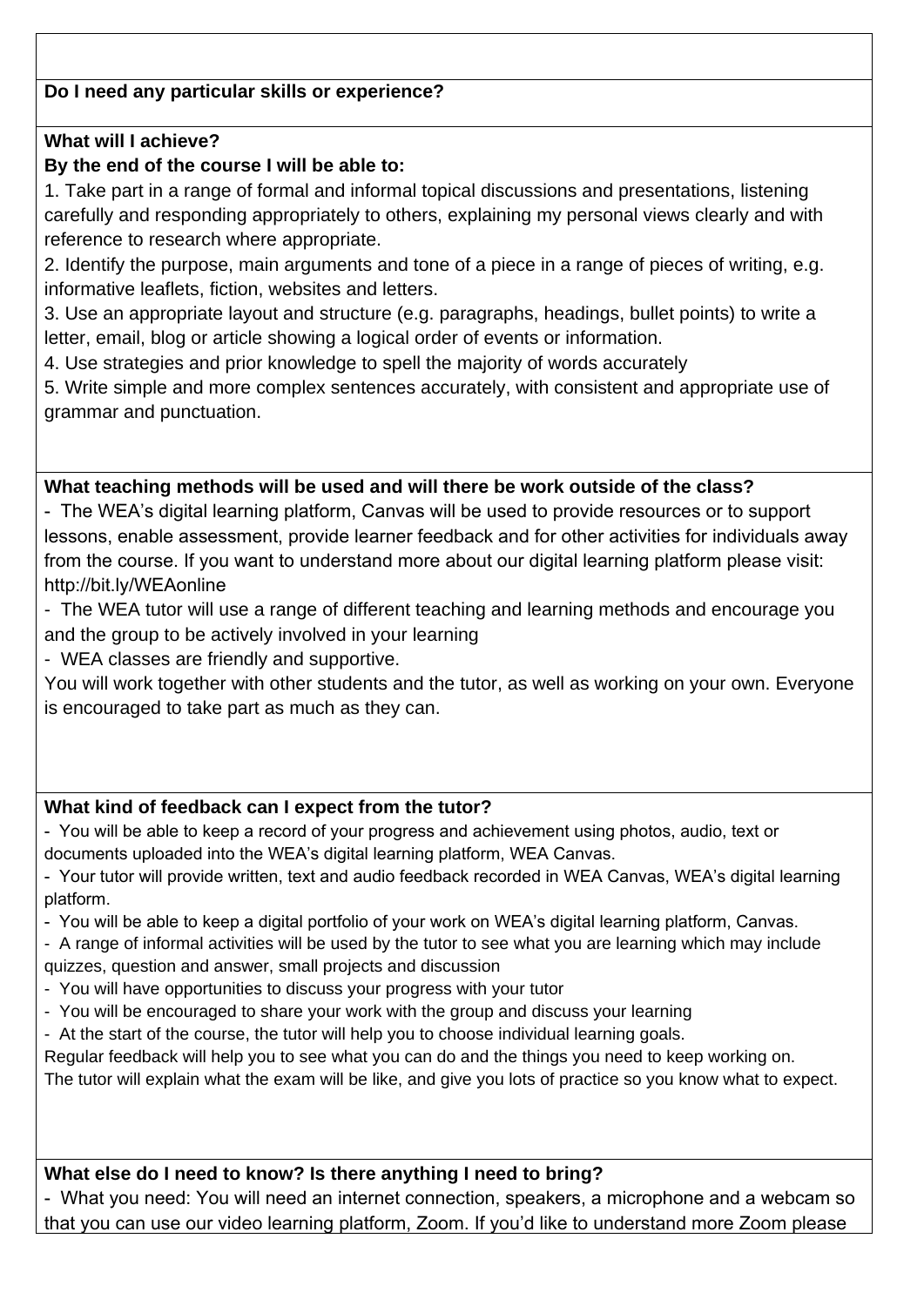**Do I need any particular skills or experience?**

**What will I achieve?**

**By the end of the course I will be able to:**

1. Take part in a range of formal and informal topical discussions and presentations, listening carefully and responding appropriately to others, explaining my personal views clearly and with reference to research where appropriate.
2. Identify the purpose, main arguments and tone of a piece in a range of pieces of writing, e.g. informative leaflets, fiction, websites and letters.
3. Use an appropriate layout and structure (e.g. paragraphs, headings, bullet points) to write a letter, email, blog or article showing a logical order of events or information.
4. Use strategies and prior knowledge to spell the majority of words accurately
5. Write simple and more complex sentences accurately, with consistent and appropriate use of grammar and punctuation.

**What teaching methods will be used and will there be work outside of the class?**

- The WEA's digital learning platform, Canvas will be used to provide resources or to support lessons, enable assessment, provide learner feedback and for other activities for individuals away from the course. If you want to understand more about our digital learning platform please visit: http://bit.ly/WEAonline
- The WEA tutor will use a range of different teaching and learning methods and encourage you and the group to be actively involved in your learning
- WEA classes are friendly and supportive.

You will work together with other students and the tutor, as well as working on your own. Everyone is encouraged to take part as much as they can.

**What kind of feedback can I expect from the tutor?**

- You will be able to keep a record of your progress and achievement using photos, audio, text or documents uploaded into the WEA's digital learning platform, WEA Canvas.
- Your tutor will provide written, text and audio feedback recorded in WEA Canvas, WEA's digital learning platform.
- You will be able to keep a digital portfolio of your work on WEA's digital learning platform, Canvas.
- A range of informal activities will be used by the tutor to see what you are learning which may include quizzes, question and answer, small projects and discussion
- You will have opportunities to discuss your progress with your tutor
- You will be encouraged to share your work with the group and discuss your learning
- At the start of the course, the tutor will help you to choose individual learning goals.

Regular feedback will help you to see what you can do and the things you need to keep working on.
The tutor will explain what the exam will be like, and give you lots of practice so you know what to expect.

**What else do I need to know? Is there anything I need to bring?**

- What you need: You will need an internet connection, speakers, a microphone and a webcam so that you can use our video learning platform, Zoom. If you'd like to understand more Zoom please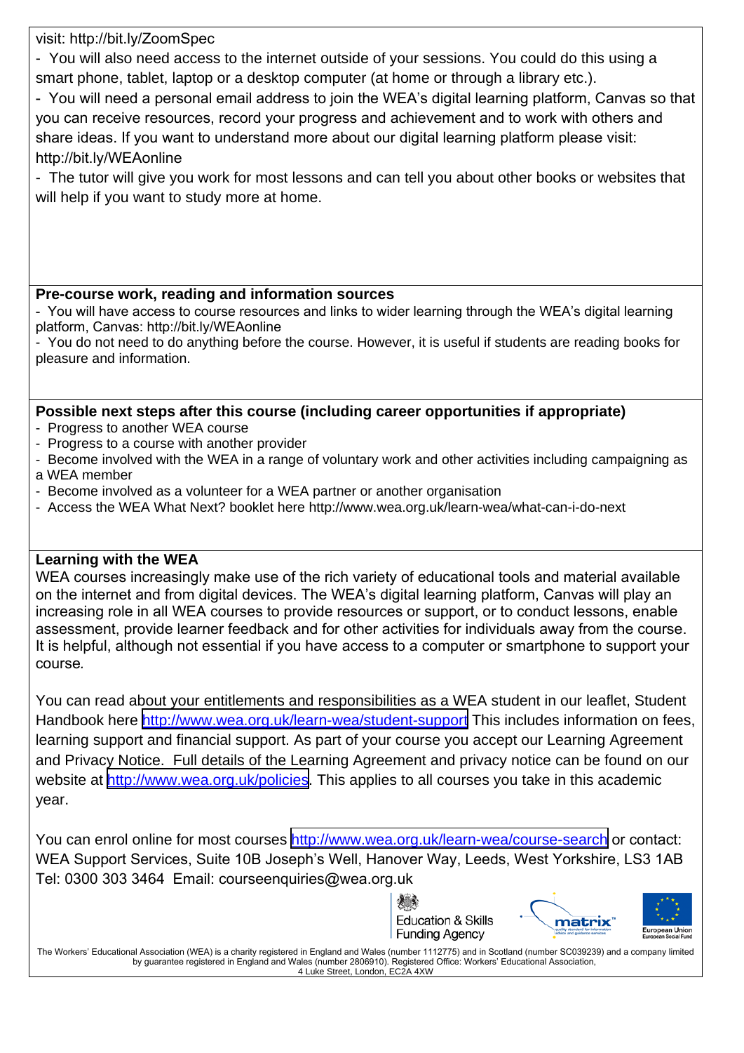visit: http://bit.ly/ZoomSpec

- You will also need access to the internet outside of your sessions. You could do this using a smart phone, tablet, laptop or a desktop computer (at home or through a library etc.).
- You will need a personal email address to join the WEA's digital learning platform, Canvas so that you can receive resources, record your progress and achievement and to work with others and share ideas. If you want to understand more about our digital learning platform please visit: http://bit.ly/WEAonline
- The tutor will give you work for most lessons and can tell you about other books or websites that will help if you want to study more at home.

**Pre-course work, reading and information sources**

- You will have access to course resources and links to wider learning through the WEA's digital learning platform, Canvas: http://bit.ly/WEAonline
- You do not need to do anything before the course. However, it is useful if students are reading books for pleasure and information.

**Possible next steps after this course (including career opportunities if appropriate)**

- Progress to another WEA course
- Progress to a course with another provider
- Become involved with the WEA in a range of voluntary work and other activities including campaigning as a WEA member
- Become involved as a volunteer for a WEA partner or another organisation
- Access the WEA What Next? booklet here http://www.wea.org.uk/learn-wea/what-can-i-do-next

**Learning with the WEA**

WEA courses increasingly make use of the rich variety of educational tools and material available on the internet and from digital devices. The WEA's digital learning platform, Canvas will play an increasing role in all WEA courses to provide resources or support, or to conduct lessons, enable assessment, provide learner feedback and for other activities for individuals away from the course. It is helpful, although not essential if you have access to a computer or smartphone to support your course.

You can read about your entitlements and responsibilities as a WEA student in our leaflet, Student Handbook here http://www.wea.org.uk/learn-wea/student-support This includes information on fees, learning support and financial support. As part of your course you accept our Learning Agreement and Privacy Notice. Full details of the Learning Agreement and privacy notice can be found on our website at http://www.wea.org.uk/policies. This applies to all courses you take in this academic year.

You can enrol online for most courses http://www.wea.org.uk/learn-wea/course-search or contact:
WEA Support Services, Suite 10B Joseph's Well, Hanover Way, Leeds, West Yorkshire, LS3 1AB
Tel: 0300 303 3464 Email: courseenquiries@wea.org.uk

Education & Skills Funding Agency

matrix

European Union European Social Fund

The Workers' Educational Association (WEA) is a charity registered in England and Wales (number 1112775) and in Scotland (number SC039239) and a company limited by guarantee registered in England and Wales (number 2806910). Registered Office: Workers' Educational Association, 4 Luke Street, London, EC2A 4XW